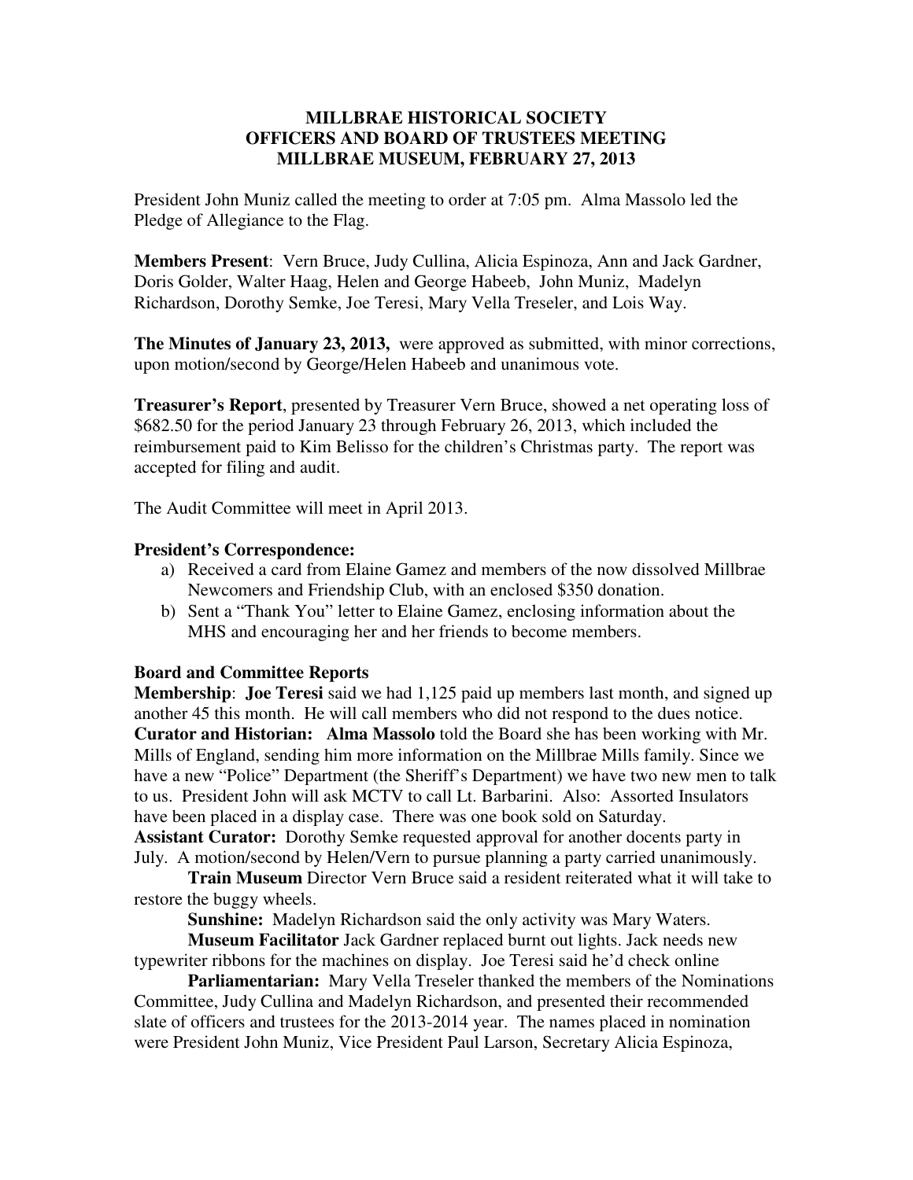**MILLBRAE HISTORICAL SOCIETY**
**OFFICERS AND BOARD OF TRUSTEES MEETING**
**MILLBRAE MUSEUM, FEBRUARY 27, 2013**

President John Muniz called the meeting to order at 7:05 pm. Alma Massolo led the Pledge of Allegiance to the Flag.

**Members Present**: Vern Bruce, Judy Cullina, Alicia Espinoza, Ann and Jack Gardner, Doris Golder, Walter Haag, Helen and George Habeeb, John Muniz, Madelyn Richardson, Dorothy Semke, Joe Teresi, Mary Vella Treseler, and Lois Way.

**The Minutes of January 23, 2013,** were approved as submitted, with minor corrections, upon motion/second by George/Helen Habeeb and unanimous vote.

**Treasurer's Report**, presented by Treasurer Vern Bruce, showed a net operating loss of $682.50 for the period January 23 through February 26, 2013, which included the reimbursement paid to Kim Belisso for the children's Christmas party. The report was accepted for filing and audit.

The Audit Committee will meet in April 2013.

**President's Correspondence:**

a) Received a card from Elaine Gamez and members of the now dissolved Millbrae Newcomers and Friendship Club, with an enclosed $350 donation.
b) Sent a "Thank You" letter to Elaine Gamez, enclosing information about the MHS and encouraging her and her friends to become members.

**Board and Committee Reports**

**Membership**: **Joe Teresi** said we had 1,125 paid up members last month, and signed up another 45 this month. He will call members who did not respond to the dues notice.

**Curator and Historian: Alma Massolo** told the Board she has been working with Mr. Mills of England, sending him more information on the Millbrae Mills family. Since we have a new "Police" Department (the Sheriff's Department) we have two new men to talk to us. President John will ask MCTV to call Lt. Barbarini. Also: Assorted Insulators have been placed in a display case. There was one book sold on Saturday.

**Assistant Curator:** Dorothy Semke requested approval for another docents party in July. A motion/second by Helen/Vern to pursue planning a party carried unanimously.

**Train Museum** Director Vern Bruce said a resident reiterated what it will take to restore the buggy wheels.

**Sunshine:** Madelyn Richardson said the only activity was Mary Waters.

**Museum Facilitator** Jack Gardner replaced burnt out lights. Jack needs new typewriter ribbons for the machines on display. Joe Teresi said he'd check online

**Parliamentarian:** Mary Vella Treseler thanked the members of the Nominations Committee, Judy Cullina and Madelyn Richardson, and presented their recommended slate of officers and trustees for the 2013-2014 year. The names placed in nomination were President John Muniz, Vice President Paul Larson, Secretary Alicia Espinoza,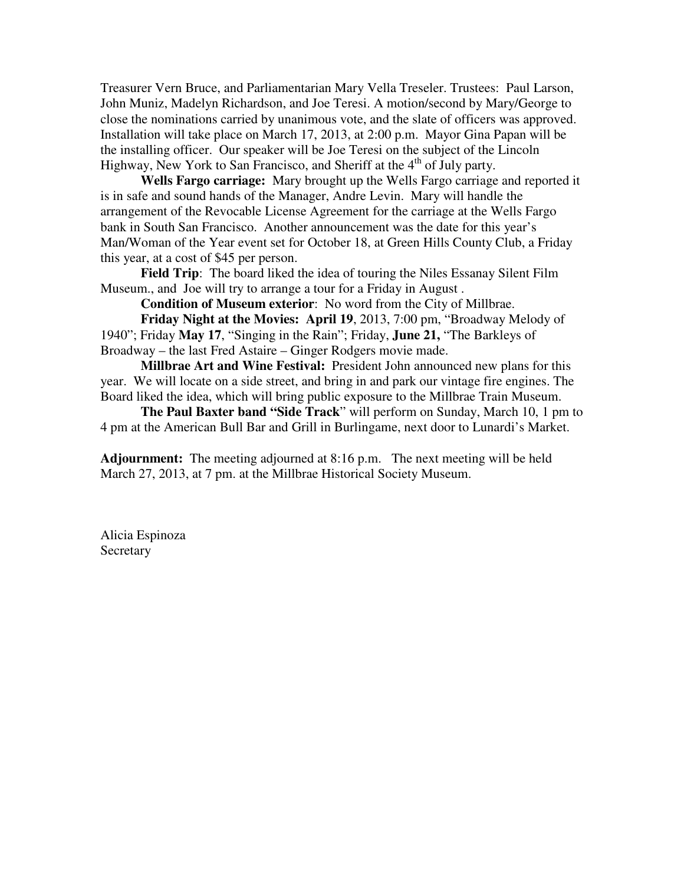Treasurer Vern Bruce, and Parliamentarian Mary Vella Treseler. Trustees: Paul Larson, John Muniz, Madelyn Richardson, and Joe Teresi. A motion/second by Mary/George to close the nominations carried by unanimous vote, and the slate of officers was approved. Installation will take place on March 17, 2013, at 2:00 p.m. Mayor Gina Papan will be the installing officer. Our speaker will be Joe Teresi on the subject of the Lincoln Highway, New York to San Francisco, and Sheriff at the 4th of July party.

**Wells Fargo carriage:** Mary brought up the Wells Fargo carriage and reported it is in safe and sound hands of the Manager, Andre Levin. Mary will handle the arrangement of the Revocable License Agreement for the carriage at the Wells Fargo bank in South San Francisco. Another announcement was the date for this year's Man/Woman of the Year event set for October 18, at Green Hills County Club, a Friday this year, at a cost of $45 per person.

**Field Trip**: The board liked the idea of touring the Niles Essanay Silent Film Museum., and Joe will try to arrange a tour for a Friday in August .

**Condition of Museum exterior**: No word from the City of Millbrae.

**Friday Night at the Movies: April 19**, 2013, 7:00 pm, "Broadway Melody of 1940"; Friday **May 17**, "Singing in the Rain"; Friday, **June 21,** "The Barkleys of Broadway – the last Fred Astaire – Ginger Rodgers movie made.

**Millbrae Art and Wine Festival:** President John announced new plans for this year. We will locate on a side street, and bring in and park our vintage fire engines. The Board liked the idea, which will bring public exposure to the Millbrae Train Museum.

**The Paul Baxter band "Side Track**" will perform on Sunday, March 10, 1 pm to 4 pm at the American Bull Bar and Grill in Burlingame, next door to Lunardi's Market.

**Adjournment:** The meeting adjourned at 8:16 p.m. The next meeting will be held March 27, 2013, at 7 pm. at the Millbrae Historical Society Museum.

Alicia Espinoza
Secretary